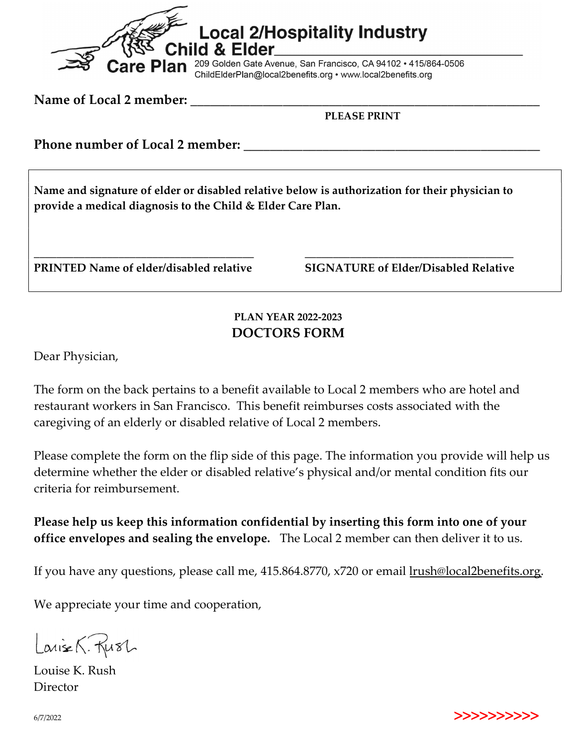**Local 2/Hospitality Industry Child & Elder Care Plan**

209 Golden Gate Avenue, San Francisco, CA 94102 • 415/864-0506
ChildElderPlan@local2benefits.org • www.local2benefits.org

**Name of Local 2 member:** ______________________________________________

**PLEASE PRINT**

**Phone number of Local 2 member:** ______________________________________________

**Name and signature of elder or disabled relative below is authorization for their physician to provide a medical diagnosis to the Child & Elder Care Plan.**

| ______________________________________ | ______________________________________ |
|---|---|
| **PRINTED Name of elder/disabled relative** | **SIGNATURE of Elder/Disabled Relative** |

**PLAN YEAR 2022-2023**

## DOCTORS FORM

Dear Physician,

The form on the back pertains to a benefit available to Local 2 members who are hotel and restaurant workers in San Francisco. This benefit reimburses costs associated with the caregiving of an elderly or disabled relative of Local 2 members.

Please complete the form on the flip side of this page. The information you provide will help us determine whether the elder or disabled relative's physical and/or mental condition fits our criteria for reimbursement.

**Please help us keep this information confidential by inserting this form into one of your office envelopes and sealing the envelope.** The Local 2 member can then deliver it to us.

If you have any questions, please call me, 415.864.8770, x720 or email lrush@local2benefits.org.

We appreciate your time and cooperation,

Louise K. Rush

Louise K. Rush
Director

6/7/2022

>>>>>>>>>>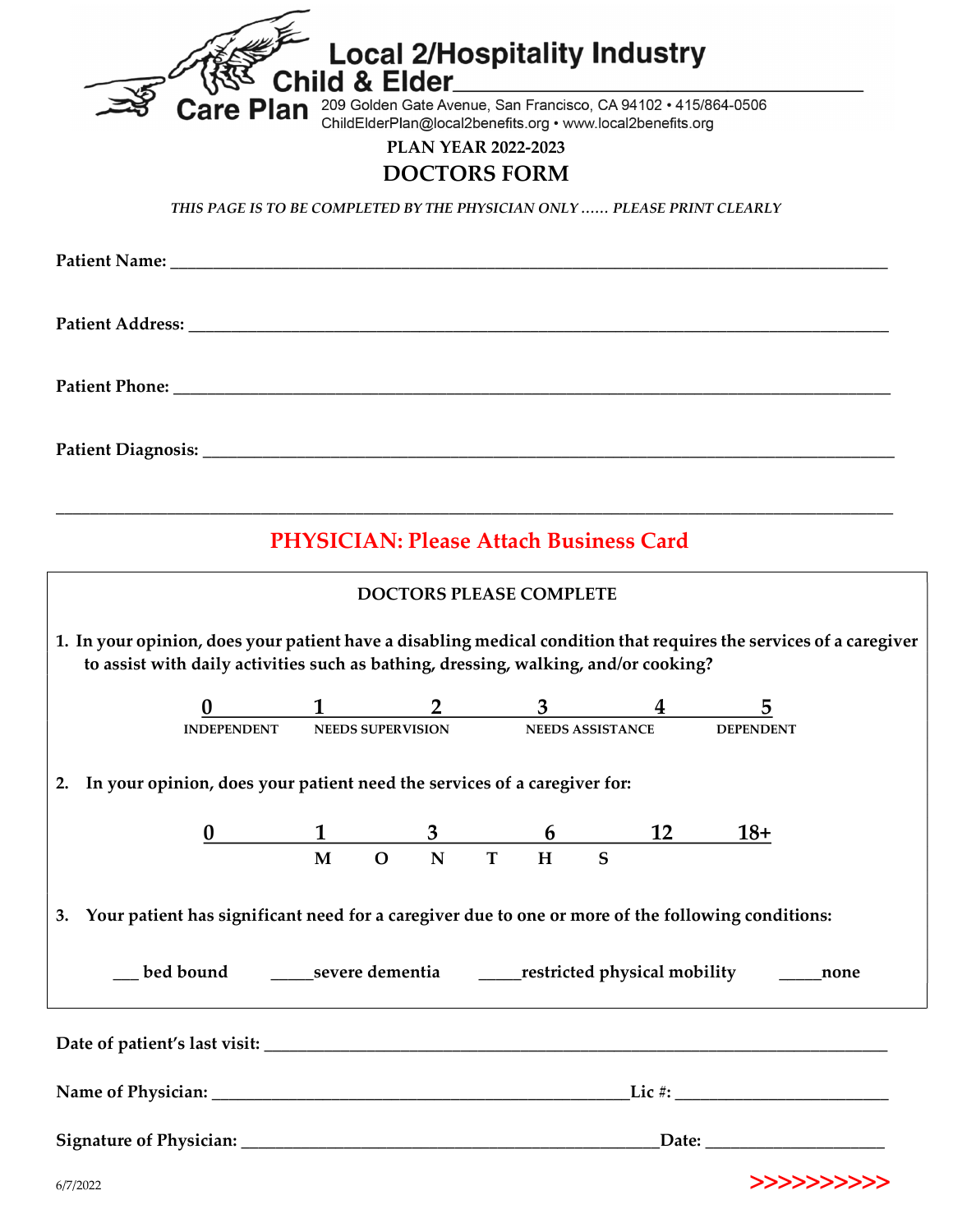**Local 2/Hospitality Industry Child & Elder Care Plan**
209 Golden Gate Avenue, San Francisco, CA 94102 • 415/864-0506
ChildElderPlan@local2benefits.org • www.local2benefits.org

**PLAN YEAR 2022-2023**

## DOCTORS FORM

*THIS PAGE IS TO BE COMPLETED BY THE PHYSICIAN ONLY …… PLEASE PRINT CLEARLY*

**Patient Name:** ______________________________________________

**Patient Address:** ______________________________________________

**Patient Phone:** ______________________________________________

**Patient Diagnosis:** ______________________________________________

______________________________________________

**PHYSICIAN: Please Attach Business Card**

**DOCTORS PLEASE COMPLETE**

**1. In your opinion, does your patient have a disabling medical condition that requires the services of a caregiver to assist with daily activities such as bathing, dressing, walking, and/or cooking?**

**0** ____ **1** ____ **2** ____ **3** ____ **4** ____ **5**

INDEPENDENT — NEEDS SUPERVISION — NEEDS ASSISTANCE — DEPENDENT

**2. In your opinion, does your patient need the services of a caregiver for:**

**0** ____ **1** ____ **3** ____ **6** ____ **12** ____ **18+**

**M O N T H S**

**3. Your patient has significant need for a caregiver due to one or more of the following conditions:**

___ bed bound _____severe dementia _____restricted physical mobility _____none

**Date of patient's last visit:** ______________________________________________

**Name of Physician:** ______________________________ **Lic #:** ______________

**Signature of Physician:** ______________________________ **Date:** ______________

6/7/2022

>>>>>>>>>>